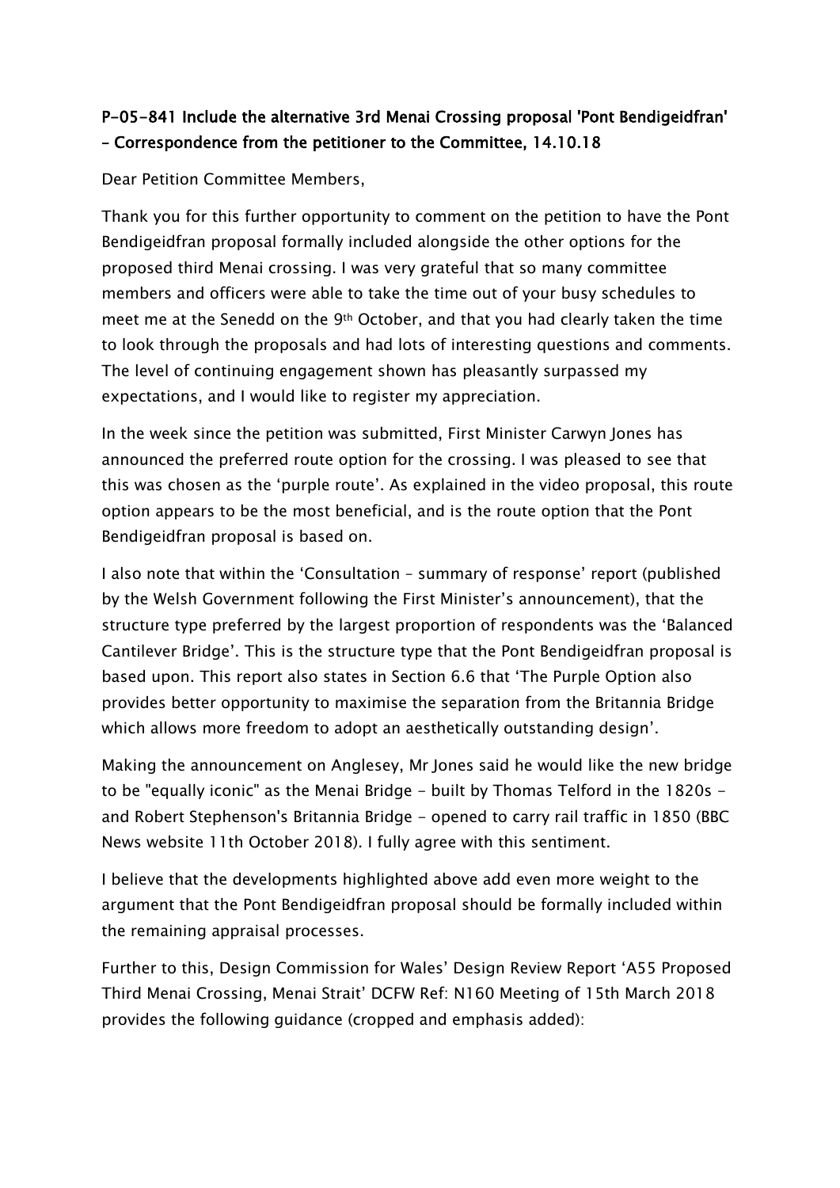**P-05-841 Include the alternative 3rd Menai Crossing proposal 'Pont Bendigeidfran' – Correspondence from the petitioner to the Committee, 14.10.18**

Dear Petition Committee Members,

Thank you for this further opportunity to comment on the petition to have the Pont Bendigeidfran proposal formally included alongside the other options for the proposed third Menai crossing. I was very grateful that so many committee members and officers were able to take the time out of your busy schedules to meet me at the Senedd on the 9th October, and that you had clearly taken the time to look through the proposals and had lots of interesting questions and comments. The level of continuing engagement shown has pleasantly surpassed my expectations, and I would like to register my appreciation.

In the week since the petition was submitted, First Minister Carwyn Jones has announced the preferred route option for the crossing. I was pleased to see that this was chosen as the 'purple route'. As explained in the video proposal, this route option appears to be the most beneficial, and is the route option that the Pont Bendigeidfran proposal is based on.

I also note that within the 'Consultation – summary of response' report (published by the Welsh Government following the First Minister's announcement), that the structure type preferred by the largest proportion of respondents was the 'Balanced Cantilever Bridge'. This is the structure type that the Pont Bendigeidfran proposal is based upon. This report also states in Section 6.6 that 'The Purple Option also provides better opportunity to maximise the separation from the Britannia Bridge which allows more freedom to adopt an aesthetically outstanding design'.

Making the announcement on Anglesey, Mr Jones said he would like the new bridge to be "equally iconic" as the Menai Bridge - built by Thomas Telford in the 1820s - and Robert Stephenson's Britannia Bridge - opened to carry rail traffic in 1850 (BBC News website 11th October 2018). I fully agree with this sentiment.

I believe that the developments highlighted above add even more weight to the argument that the Pont Bendigeidfran proposal should be formally included within the remaining appraisal processes.

Further to this, Design Commission for Wales' Design Review Report 'A55 Proposed Third Menai Crossing, Menai Strait' DCFW Ref: N160 Meeting of 15th March 2018 provides the following guidance (cropped and emphasis added):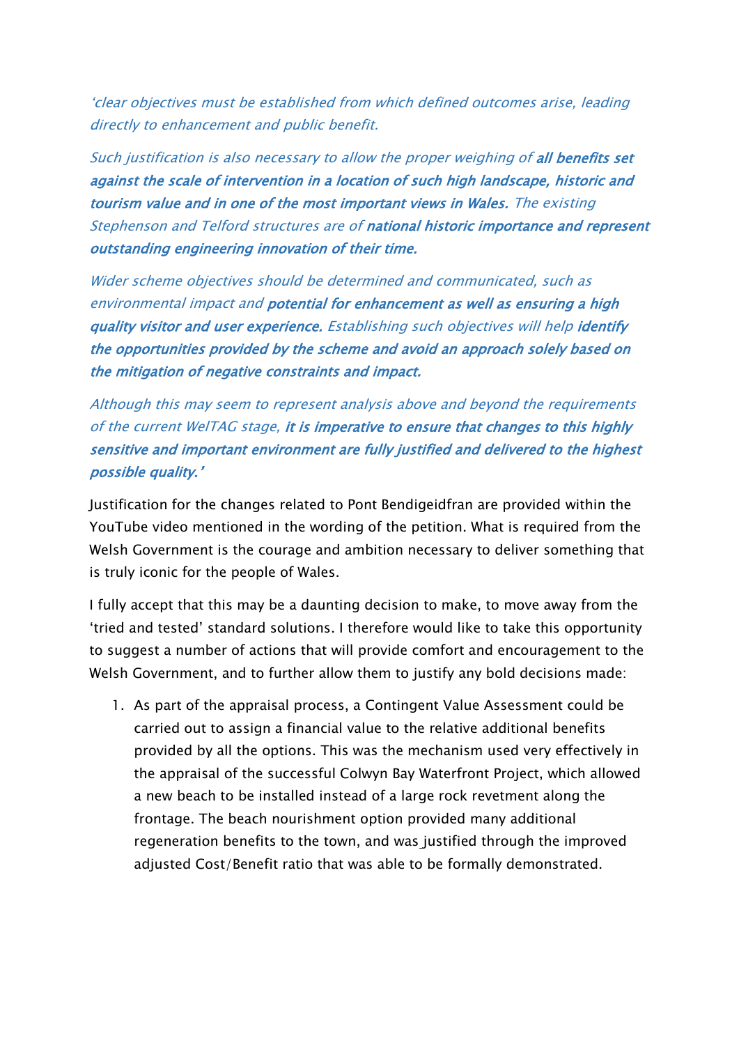*'clear objectives must be established from which defined outcomes arise, leading directly to enhancement and public benefit.*

*Such justification is also necessary to allow the proper weighing of* ***all benefits set against the scale of intervention in a location of such high landscape, historic and tourism value and in one of the most important views in Wales.*** *The existing Stephenson and Telford structures are of* ***national historic importance and represent outstanding engineering innovation of their time.***

*Wider scheme objectives should be determined and communicated, such as environmental impact and* ***potential for enhancement as well as ensuring a high quality visitor and user experience.*** *Establishing such objectives will help* ***identify the opportunities provided by the scheme and avoid an approach solely based on the mitigation of negative constraints and impact.***

*Although this may seem to represent analysis above and beyond the requirements of the current WelTAG stage,* ***it is imperative to ensure that changes to this highly sensitive and important environment are fully justified and delivered to the highest possible quality.'***

Justification for the changes related to Pont Bendigeidfran are provided within the YouTube video mentioned in the wording of the petition. What is required from the Welsh Government is the courage and ambition necessary to deliver something that is truly iconic for the people of Wales.

I fully accept that this may be a daunting decision to make, to move away from the 'tried and tested' standard solutions. I therefore would like to take this opportunity to suggest a number of actions that will provide comfort and encouragement to the Welsh Government, and to further allow them to justify any bold decisions made:

1. As part of the appraisal process, a Contingent Value Assessment could be carried out to assign a financial value to the relative additional benefits provided by all the options. This was the mechanism used very effectively in the appraisal of the successful Colwyn Bay Waterfront Project, which allowed a new beach to be installed instead of a large rock revetment along the frontage. The beach nourishment option provided many additional regeneration benefits to the town, and was justified through the improved adjusted Cost/Benefit ratio that was able to be formally demonstrated.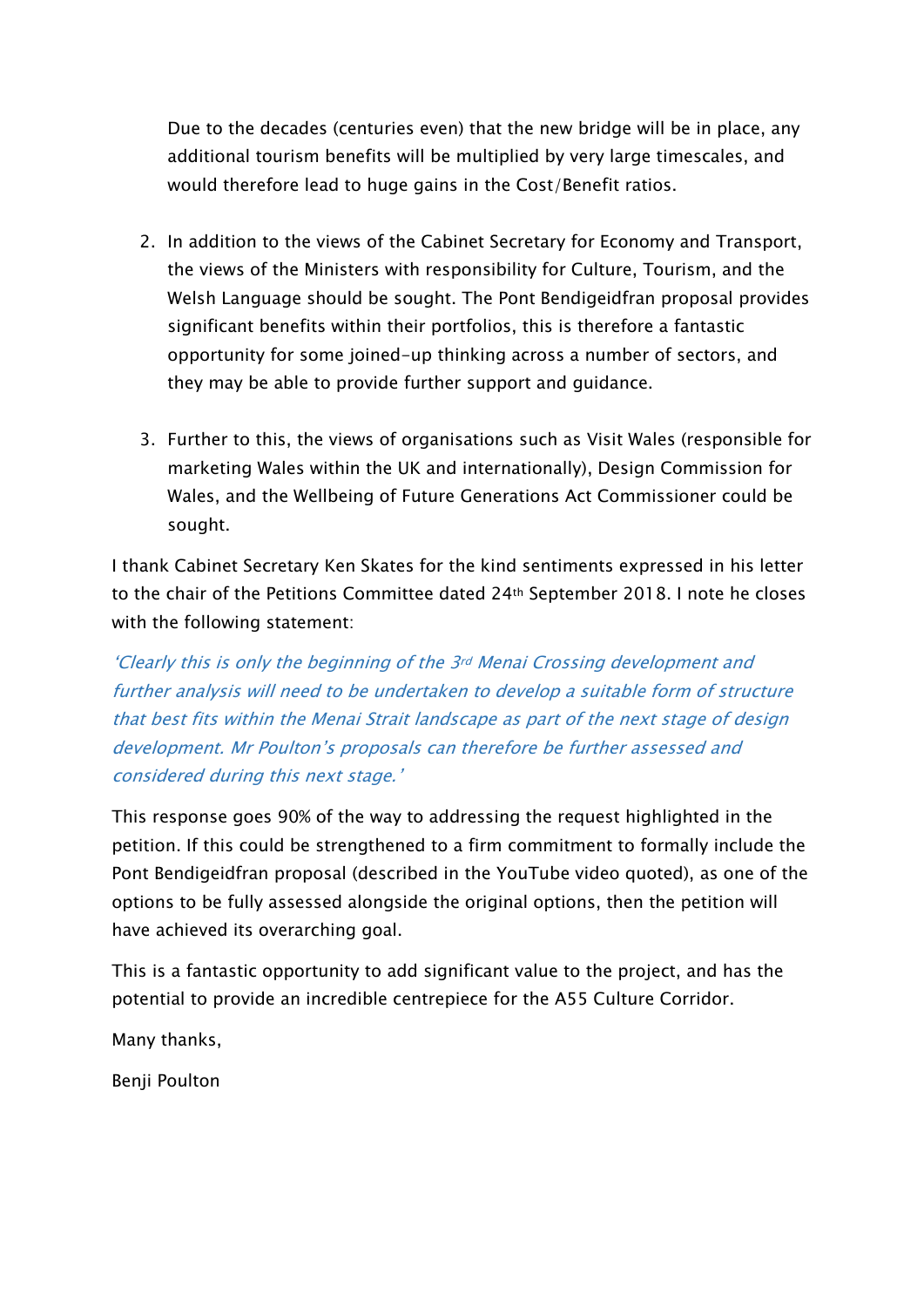Due to the decades (centuries even) that the new bridge will be in place, any additional tourism benefits will be multiplied by very large timescales, and would therefore lead to huge gains in the Cost/Benefit ratios.

2. In addition to the views of the Cabinet Secretary for Economy and Transport, the views of the Ministers with responsibility for Culture, Tourism, and the Welsh Language should be sought. The Pont Bendigeidfran proposal provides significant benefits within their portfolios, this is therefore a fantastic opportunity for some joined-up thinking across a number of sectors, and they may be able to provide further support and guidance.

3. Further to this, the views of organisations such as Visit Wales (responsible for marketing Wales within the UK and internationally), Design Commission for Wales, and the Wellbeing of Future Generations Act Commissioner could be sought.

I thank Cabinet Secretary Ken Skates for the kind sentiments expressed in his letter to the chair of the Petitions Committee dated 24th September 2018. I note he closes with the following statement:

*'Clearly this is only the beginning of the 3rd Menai Crossing development and further analysis will need to be undertaken to develop a suitable form of structure that best fits within the Menai Strait landscape as part of the next stage of design development. Mr Poulton's proposals can therefore be further assessed and considered during this next stage.'*

This response goes 90% of the way to addressing the request highlighted in the petition. If this could be strengthened to a firm commitment to formally include the Pont Bendigeidfran proposal (described in the YouTube video quoted), as one of the options to be fully assessed alongside the original options, then the petition will have achieved its overarching goal.

This is a fantastic opportunity to add significant value to the project, and has the potential to provide an incredible centrepiece for the A55 Culture Corridor.

Many thanks,

Benji Poulton